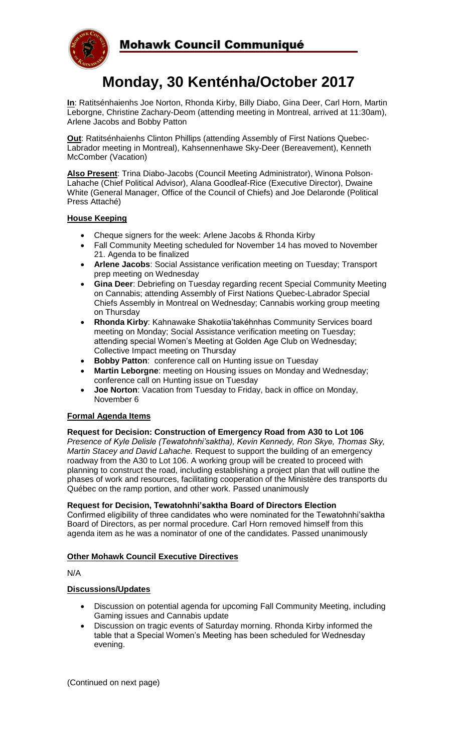# Mohawk Council Communiqué

# Monday, 30 Kenténha/October 2017

**In**: Ratitsénhaienhs Joe Norton, Rhonda Kirby, Billy Diabo, Gina Deer, Carl Horn, Martin Leborgne, Christine Zachary-Deom (attending meeting in Montreal, arrived at 11:30am), Arlene Jacobs and Bobby Patton

**Out**: Ratitsénhaienhs Clinton Phillips (attending Assembly of First Nations Quebec-Labrador meeting in Montreal), Kahsennenhawe Sky-Deer (Bereavement), Kenneth McComber (Vacation)

**Also Present**: Trina Diabo-Jacobs (Council Meeting Administrator), Winona Polson-Lahache (Chief Political Advisor), Alana Goodleaf-Rice (Executive Director), Dwaine White (General Manager, Office of the Council of Chiefs) and Joe Delaronde (Political Press Attaché)

## House Keeping

- Cheque signers for the week: Arlene Jacobs & Rhonda Kirby
- Fall Community Meeting scheduled for November 14 has moved to November 21. Agenda to be finalized
- **Arlene Jacobs**: Social Assistance verification meeting on Tuesday; Transport prep meeting on Wednesday
- **Gina Deer**: Debriefing on Tuesday regarding recent Special Community Meeting on Cannabis; attending Assembly of First Nations Quebec-Labrador Special Chiefs Assembly in Montreal on Wednesday; Cannabis working group meeting on Thursday
- **Rhonda Kirby**: Kahnawake Shakotiia'takéhnhas Community Services board meeting on Monday; Social Assistance verification meeting on Tuesday; attending special Women's Meeting at Golden Age Club on Wednesday; Collective Impact meeting on Thursday
- **Bobby Patton**: conference call on Hunting issue on Tuesday
- **Martin Leborgne**: meeting on Housing issues on Monday and Wednesday; conference call on Hunting issue on Tuesday
- **Joe Norton**: Vacation from Tuesday to Friday, back in office on Monday, November 6

## Formal Agenda Items

**Request for Decision: Construction of Emergency Road from A30 to Lot 106**
*Presence of Kyle Delisle (Tewatohnhi'saktha), Kevin Kennedy, Ron Skye, Thomas Sky, Martin Stacey and David Lahache.* Request to support the building of an emergency roadway from the A30 to Lot 106. A working group will be created to proceed with planning to construct the road, including establishing a project plan that will outline the phases of work and resources, facilitating cooperation of the Ministère des transports du Québec on the ramp portion, and other work. Passed unanimously

**Request for Decision, Tewatohnhi'saktha Board of Directors Election**
Confirmed eligibility of three candidates who were nominated for the Tewatohnhi'saktha Board of Directors, as per normal procedure. Carl Horn removed himself from this agenda item as he was a nominator of one of the candidates. Passed unanimously

## Other Mohawk Council Executive Directives

N/A

## Discussions/Updates

- Discussion on potential agenda for upcoming Fall Community Meeting, including Gaming issues and Cannabis update
- Discussion on tragic events of Saturday morning. Rhonda Kirby informed the table that a Special Women's Meeting has been scheduled for Wednesday evening.

(Continued on next page)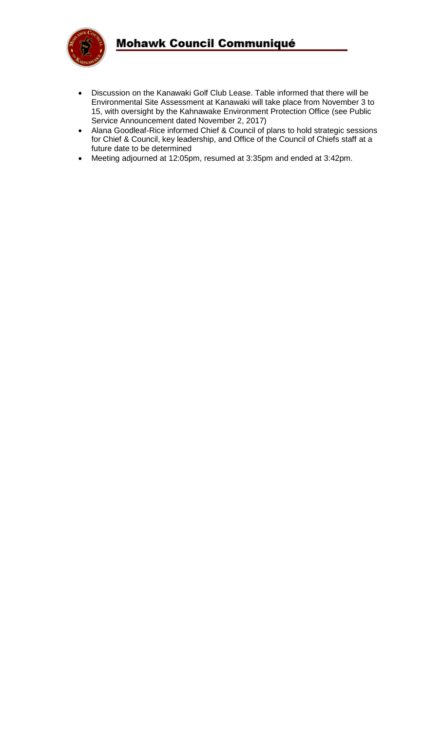- Discussion on the Kanawaki Golf Club Lease. Table informed that there will be Environmental Site Assessment at Kanawaki will take place from November 3 to 15, with oversight by the Kahnawake Environment Protection Office (see Public Service Announcement dated November 2, 2017)
- Alana Goodleaf-Rice informed Chief & Council of plans to hold strategic sessions for Chief & Council, key leadership, and Office of the Council of Chiefs staff at a future date to be determined
- Meeting adjourned at 12:05pm, resumed at 3:35pm and ended at 3:42pm.